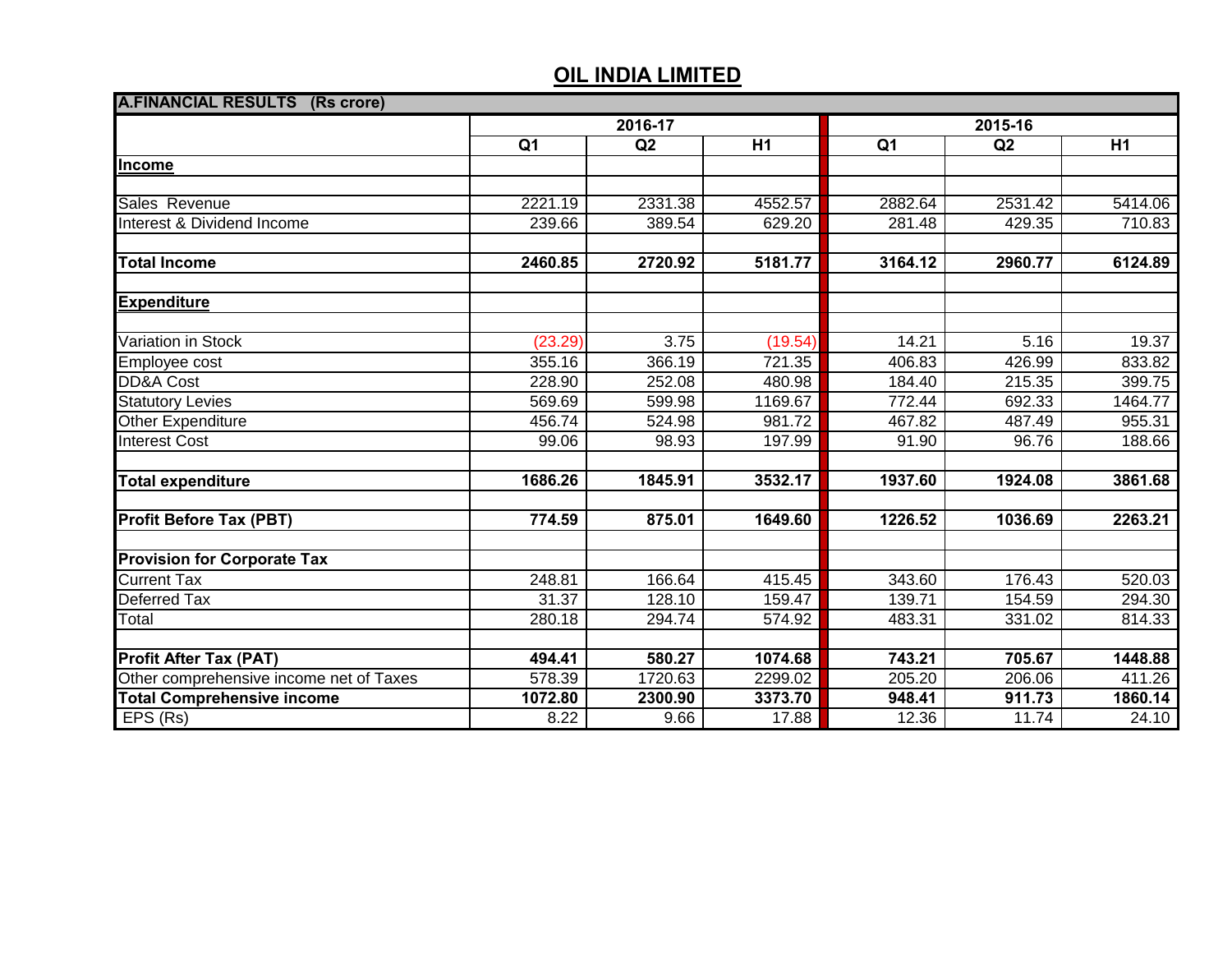# OIL INDIA LIMITED

| A.FINANCIAL RESULTS (Rs crore) | | | | | | |
|---|---|---|---|---|---|---|
| | 2016-17 | | | 2015-16 | | |
| | Q1 | Q2 | H1 | Q1 | Q2 | H1 |
| **Income** | | | | | | |
| | | | | | | |
| Sales Revenue | 2221.19 | 2331.38 | 4552.57 | 2882.64 | 2531.42 | 5414.06 |
| Interest & Dividend Income | 239.66 | 389.54 | 629.20 | 281.48 | 429.35 | 710.83 |
| | | | | | | |
| **Total Income** | **2460.85** | **2720.92** | **5181.77** | **3164.12** | **2960.77** | **6124.89** |
| | | | | | | |
| **Expenditure** | | | | | | |
| | | | | | | |
| Variation in Stock | (23.29) | 3.75 | (19.54) | 14.21 | 5.16 | 19.37 |
| Employee cost | 355.16 | 366.19 | 721.35 | 406.83 | 426.99 | 833.82 |
| DD&A Cost | 228.90 | 252.08 | 480.98 | 184.40 | 215.35 | 399.75 |
| Statutory Levies | 569.69 | 599.98 | 1169.67 | 772.44 | 692.33 | 1464.77 |
| Other Expenditure | 456.74 | 524.98 | 981.72 | 467.82 | 487.49 | 955.31 |
| Interest Cost | 99.06 | 98.93 | 197.99 | 91.90 | 96.76 | 188.66 |
| | | | | | | |
| **Total expenditure** | **1686.26** | **1845.91** | **3532.17** | **1937.60** | **1924.08** | **3861.68** |
| | | | | | | |
| **Profit Before Tax (PBT)** | **774.59** | **875.01** | **1649.60** | **1226.52** | **1036.69** | **2263.21** |
| | | | | | | |
| **Provision for Corporate Tax** | | | | | | |
| Current Tax | 248.81 | 166.64 | 415.45 | 343.60 | 176.43 | 520.03 |
| Deferred Tax | 31.37 | 128.10 | 159.47 | 139.71 | 154.59 | 294.30 |
| Total | 280.18 | 294.74 | 574.92 | 483.31 | 331.02 | 814.33 |
| | | | | | | |
| **Profit After Tax (PAT)** | **494.41** | **580.27** | **1074.68** | **743.21** | **705.67** | **1448.88** |
| Other comprehensive income net of Taxes | 578.39 | 1720.63 | 2299.02 | 205.20 | 206.06 | 411.26 |
| **Total Comprehensive income** | **1072.80** | **2300.90** | **3373.70** | **948.41** | **911.73** | **1860.14** |
| EPS (Rs) | 8.22 | 9.66 | 17.88 | 12.36 | 11.74 | 24.10 |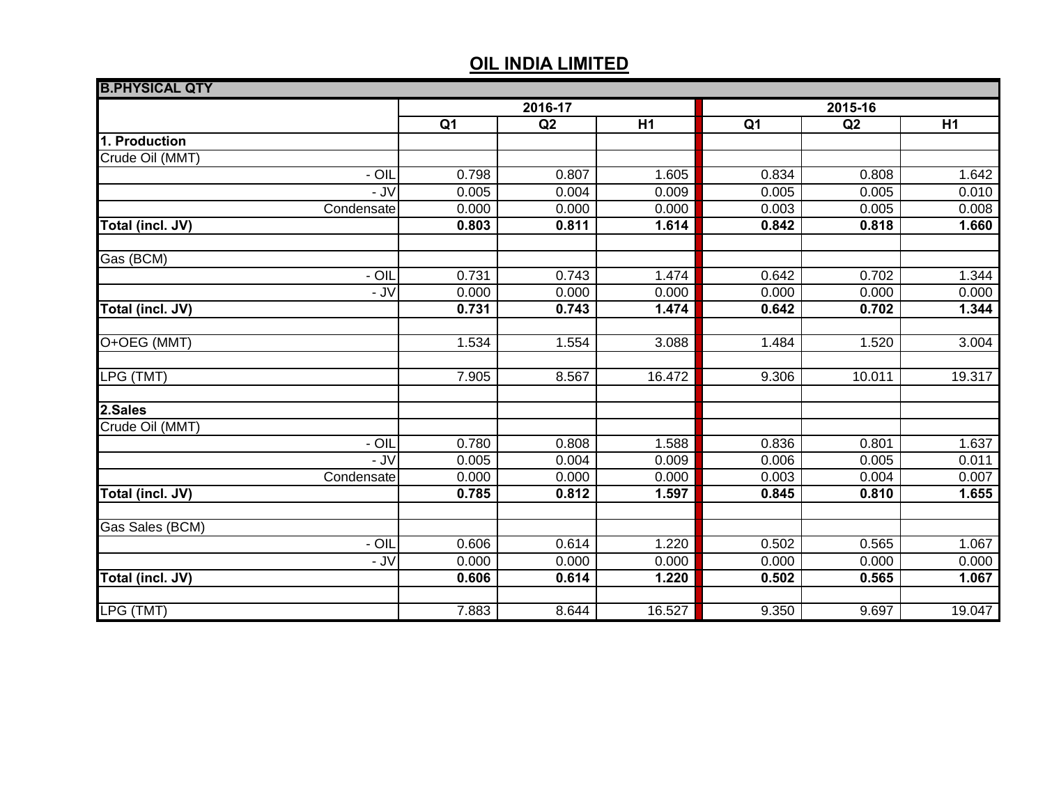# OIL INDIA LIMITED

| B.PHYSICAL QTY | | | | | | |
|---|---|---|---|---|---|---|
| | 2016-17 | | | 2015-16 | | |
| | Q1 | Q2 | H1 | Q1 | Q2 | H1 |
| **1. Production** | | | | | | |
| Crude Oil (MMT) | | | | | | |
| - OIL | 0.798 | 0.807 | 1.605 | 0.834 | 0.808 | 1.642 |
| - JV | 0.005 | 0.004 | 0.009 | 0.005 | 0.005 | 0.010 |
| Condensate | 0.000 | 0.000 | 0.000 | 0.003 | 0.005 | 0.008 |
| **Total (incl. JV)** | **0.803** | **0.811** | **1.614** | **0.842** | **0.818** | **1.660** |
| | | | | | | |
| Gas (BCM) | | | | | | |
| - OIL | 0.731 | 0.743 | 1.474 | 0.642 | 0.702 | 1.344 |
| - JV | 0.000 | 0.000 | 0.000 | 0.000 | 0.000 | 0.000 |
| **Total (incl. JV)** | **0.731** | **0.743** | **1.474** | **0.642** | **0.702** | **1.344** |
| | | | | | | |
| O+OEG (MMT) | 1.534 | 1.554 | 3.088 | 1.484 | 1.520 | 3.004 |
| | | | | | | |
| LPG (TMT) | 7.905 | 8.567 | 16.472 | 9.306 | 10.011 | 19.317 |
| | | | | | | |
| **2.Sales** | | | | | | |
| Crude Oil (MMT) | | | | | | |
| - OIL | 0.780 | 0.808 | 1.588 | 0.836 | 0.801 | 1.637 |
| - JV | 0.005 | 0.004 | 0.009 | 0.006 | 0.005 | 0.011 |
| Condensate | 0.000 | 0.000 | 0.000 | 0.003 | 0.004 | 0.007 |
| **Total (incl. JV)** | **0.785** | **0.812** | **1.597** | **0.845** | **0.810** | **1.655** |
| | | | | | | |
| Gas Sales (BCM) | | | | | | |
| - OIL | 0.606 | 0.614 | 1.220 | 0.502 | 0.565 | 1.067 |
| - JV | 0.000 | 0.000 | 0.000 | 0.000 | 0.000 | 0.000 |
| **Total (incl. JV)** | **0.606** | **0.614** | **1.220** | **0.502** | **0.565** | **1.067** |
| | | | | | | |
| LPG (TMT) | 7.883 | 8.644 | 16.527 | 9.350 | 9.697 | 19.047 |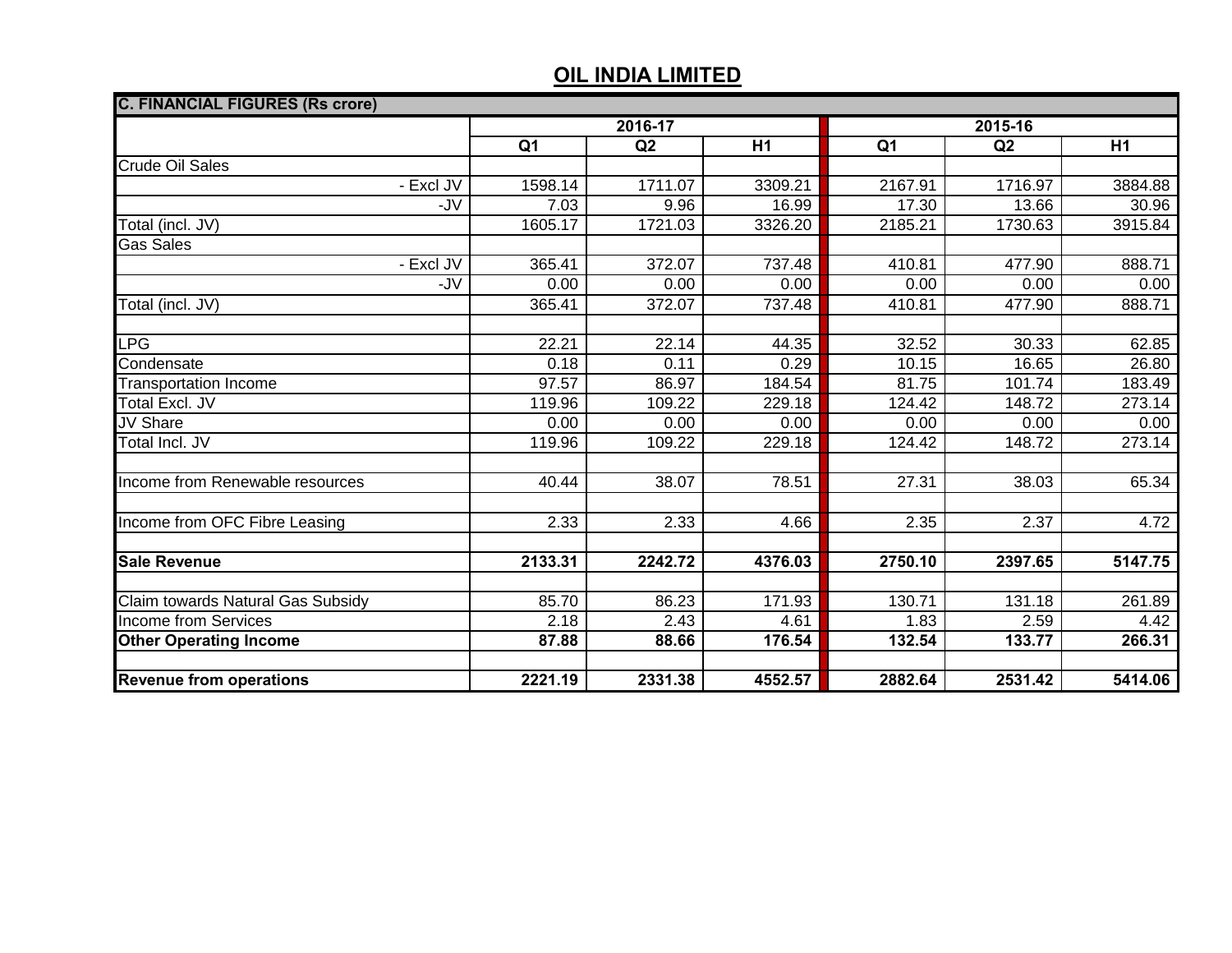## OIL INDIA LIMITED

| C. FINANCIAL FIGURES (Rs crore) | | | | | | |
|---|---|---|---|---|---|---|
| | 2016-17 | | | 2015-16 | | |
| | Q1 | Q2 | H1 | Q1 | Q2 | H1 |
| Crude Oil Sales | | | | | | |
| - Excl JV | 1598.14 | 1711.07 | 3309.21 | 2167.91 | 1716.97 | 3884.88 |
| -JV | 7.03 | 9.96 | 16.99 | 17.30 | 13.66 | 30.96 |
| Total (incl. JV) | 1605.17 | 1721.03 | 3326.20 | 2185.21 | 1730.63 | 3915.84 |
| Gas Sales | | | | | | |
| - Excl JV | 365.41 | 372.07 | 737.48 | 410.81 | 477.90 | 888.71 |
| -JV | 0.00 | 0.00 | 0.00 | 0.00 | 0.00 | 0.00 |
| Total (incl. JV) | 365.41 | 372.07 | 737.48 | 410.81 | 477.90 | 888.71 |
| | | | | | | |
| LPG | 22.21 | 22.14 | 44.35 | 32.52 | 30.33 | 62.85 |
| Condensate | 0.18 | 0.11 | 0.29 | 10.15 | 16.65 | 26.80 |
| Transportation Income | 97.57 | 86.97 | 184.54 | 81.75 | 101.74 | 183.49 |
| Total Excl. JV | 119.96 | 109.22 | 229.18 | 124.42 | 148.72 | 273.14 |
| JV Share | 0.00 | 0.00 | 0.00 | 0.00 | 0.00 | 0.00 |
| Total Incl. JV | 119.96 | 109.22 | 229.18 | 124.42 | 148.72 | 273.14 |
| | | | | | | |
| Income from Renewable resources | 40.44 | 38.07 | 78.51 | 27.31 | 38.03 | 65.34 |
| | | | | | | |
| Income from OFC Fibre Leasing | 2.33 | 2.33 | 4.66 | 2.35 | 2.37 | 4.72 |
| | | | | | | |
| **Sale Revenue** | **2133.31** | **2242.72** | **4376.03** | **2750.10** | **2397.65** | **5147.75** |
| | | | | | | |
| Claim towards Natural Gas Subsidy | 85.70 | 86.23 | 171.93 | 130.71 | 131.18 | 261.89 |
| Income from Services | 2.18 | 2.43 | 4.61 | 1.83 | 2.59 | 4.42 |
| **Other Operating Income** | **87.88** | **88.66** | **176.54** | **132.54** | **133.77** | **266.31** |
| | | | | | | |
| **Revenue from operations** | **2221.19** | **2331.38** | **4552.57** | **2882.64** | **2531.42** | **5414.06** |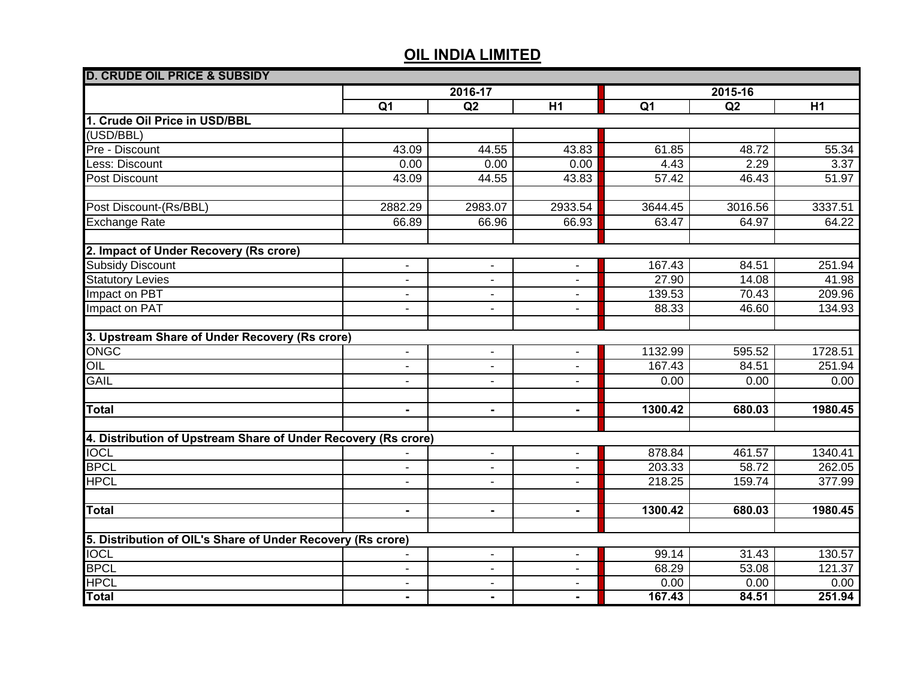## OIL INDIA LIMITED

| D. CRUDE OIL PRICE & SUBSIDY | 2016-17 | | | 2015-16 | | |
|---|---|---|---|---|---|---|
| | Q1 | Q2 | H1 | Q1 | Q2 | H1 |
| **1. Crude Oil Price in USD/BBL** | | | | | | |
| (USD/BBL) | | | | | | |
| Pre - Discount | 43.09 | 44.55 | 43.83 | 61.85 | 48.72 | 55.34 |
| Less: Discount | 0.00 | 0.00 | 0.00 | 4.43 | 2.29 | 3.37 |
| Post Discount | 43.09 | 44.55 | 43.83 | 57.42 | 46.43 | 51.97 |
| | | | | | | |
| Post Discount-(Rs/BBL) | 2882.29 | 2983.07 | 2933.54 | 3644.45 | 3016.56 | 3337.51 |
| Exchange Rate | 66.89 | 66.96 | 66.93 | 63.47 | 64.97 | 64.22 |
| | | | | | | |
| **2. Impact of Under Recovery (Rs crore)** | | | | | | |
| Subsidy Discount | - | - | - | 167.43 | 84.51 | 251.94 |
| Statutory Levies | - | - | - | 27.90 | 14.08 | 41.98 |
| Impact on PBT | - | - | - | 139.53 | 70.43 | 209.96 |
| Impact on PAT | - | - | - | 88.33 | 46.60 | 134.93 |
| | | | | | | |
| **3. Upstream Share of Under Recovery (Rs crore)** | | | | | | |
| ONGC | - | - | - | 1132.99 | 595.52 | 1728.51 |
| OIL | - | - | - | 167.43 | 84.51 | 251.94 |
| GAIL | - | - | - | 0.00 | 0.00 | 0.00 |
| | | | | | | |
| **Total** | **-** | **-** | **-** | **1300.42** | **680.03** | **1980.45** |
| | | | | | | |
| **4. Distribution of Upstream Share of Under Recovery (Rs crore)** | | | | | | |
| IOCL | - | - | - | 878.84 | 461.57 | 1340.41 |
| BPCL | - | - | - | 203.33 | 58.72 | 262.05 |
| HPCL | - | - | - | 218.25 | 159.74 | 377.99 |
| | | | | | | |
| **Total** | **-** | **-** | **-** | **1300.42** | **680.03** | **1980.45** |
| | | | | | | |
| **5. Distribution of OIL's Share of Under Recovery (Rs crore)** | | | | | | |
| IOCL | - | - | - | 99.14 | 31.43 | 130.57 |
| BPCL | - | - | - | 68.29 | 53.08 | 121.37 |
| HPCL | - | - | - | 0.00 | 0.00 | 0.00 |
| **Total** | **-** | **-** | **-** | **167.43** | **84.51** | **251.94** |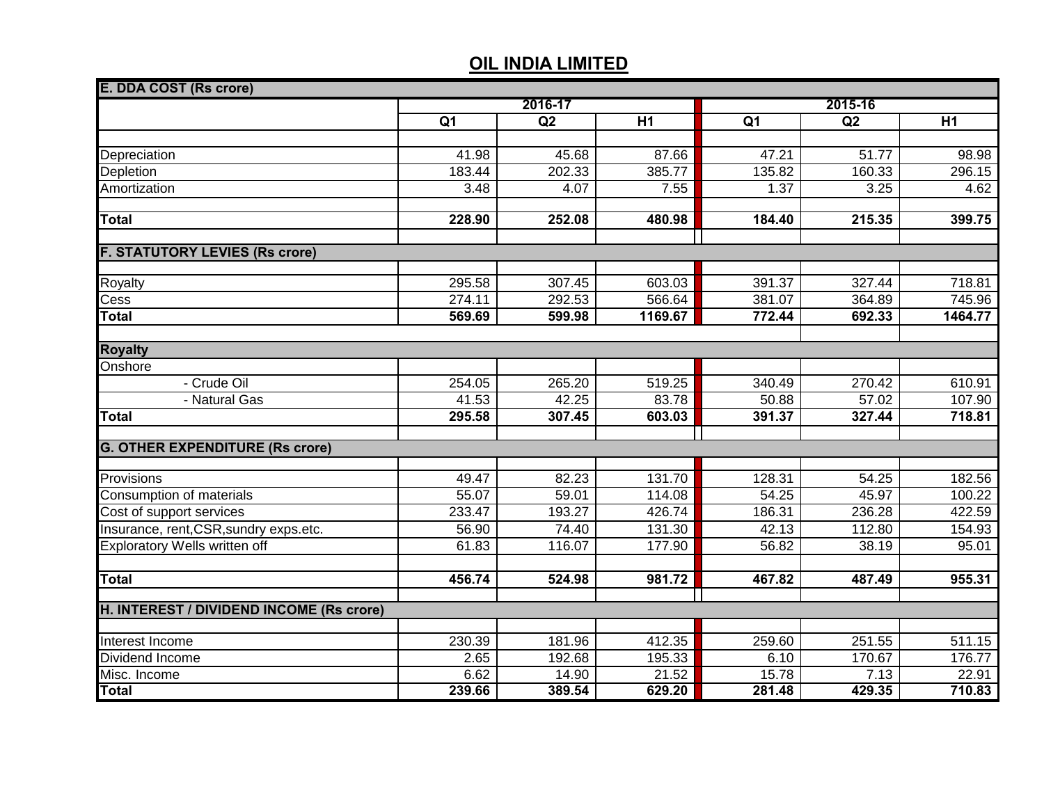# OIL INDIA LIMITED

| E. DDA COST (Rs crore) | 2016-17 | | | 2015-16 | | |
|---|---|---|---|---|---|---|
| | Q1 | Q2 | H1 | Q1 | Q2 | H1 |
| Depreciation | 41.98 | 45.68 | 87.66 | 47.21 | 51.77 | 98.98 |
| Depletion | 183.44 | 202.33 | 385.77 | 135.82 | 160.33 | 296.15 |
| Amortization | 3.48 | 4.07 | 7.55 | 1.37 | 3.25 | 4.62 |
| **Total** | **228.90** | **252.08** | **480.98** | **184.40** | **215.35** | **399.75** |
| **F. STATUTORY LEVIES (Rs crore)** | | | | | | |
| Royalty | 295.58 | 307.45 | 603.03 | 391.37 | 327.44 | 718.81 |
| Cess | 274.11 | 292.53 | 566.64 | 381.07 | 364.89 | 745.96 |
| **Total** | **569.69** | **599.98** | **1169.67** | **772.44** | **692.33** | **1464.77** |
| **Royalty** | | | | | | |
| Onshore | | | | | | |
| - Crude Oil | 254.05 | 265.20 | 519.25 | 340.49 | 270.42 | 610.91 |
| - Natural Gas | 41.53 | 42.25 | 83.78 | 50.88 | 57.02 | 107.90 |
| **Total** | **295.58** | **307.45** | **603.03** | **391.37** | **327.44** | **718.81** |
| **G. OTHER EXPENDITURE (Rs crore)** | | | | | | |
| Provisions | 49.47 | 82.23 | 131.70 | 128.31 | 54.25 | 182.56 |
| Consumption of materials | 55.07 | 59.01 | 114.08 | 54.25 | 45.97 | 100.22 |
| Cost of support services | 233.47 | 193.27 | 426.74 | 186.31 | 236.28 | 422.59 |
| Insurance, rent,CSR,sundry exps.etc. | 56.90 | 74.40 | 131.30 | 42.13 | 112.80 | 154.93 |
| Exploratory Wells written off | 61.83 | 116.07 | 177.90 | 56.82 | 38.19 | 95.01 |
| **Total** | **456.74** | **524.98** | **981.72** | **467.82** | **487.49** | **955.31** |
| **H. INTEREST / DIVIDEND INCOME (Rs crore)** | | | | | | |
| Interest Income | 230.39 | 181.96 | 412.35 | 259.60 | 251.55 | 511.15 |
| Dividend Income | 2.65 | 192.68 | 195.33 | 6.10 | 170.67 | 176.77 |
| Misc. Income | 6.62 | 14.90 | 21.52 | 15.78 | 7.13 | 22.91 |
| **Total** | **239.66** | **389.54** | **629.20** | **281.48** | **429.35** | **710.83** |